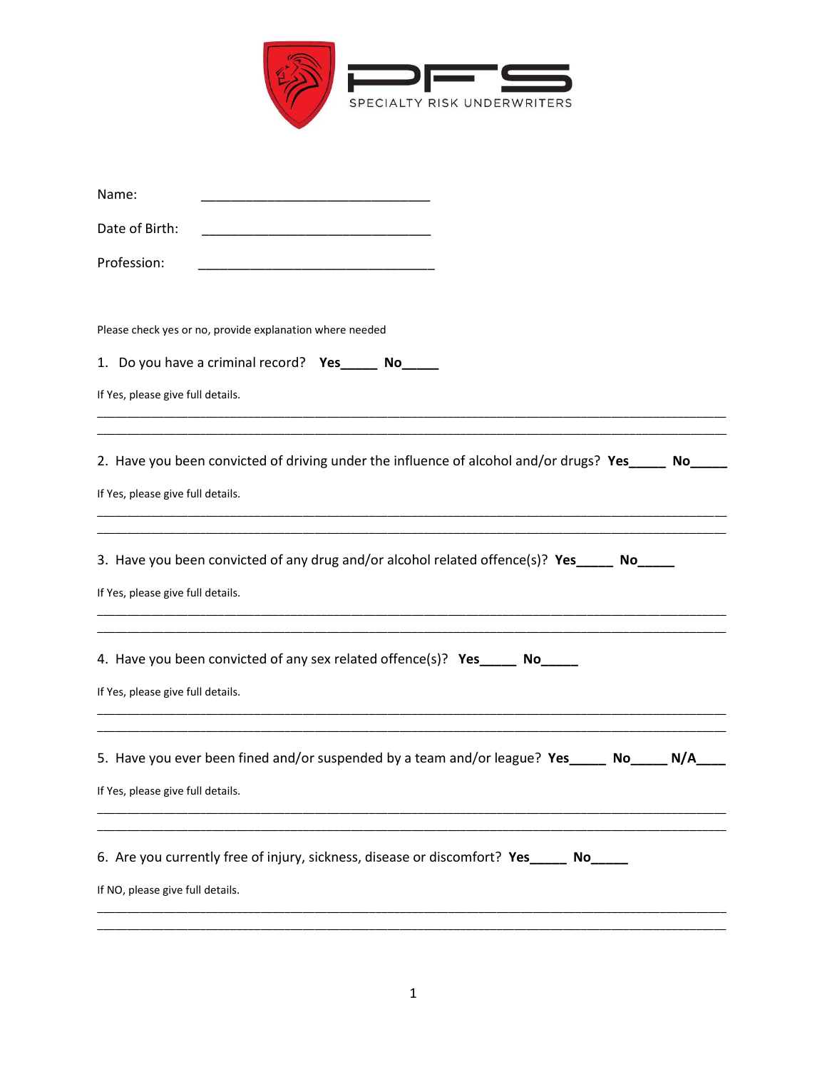PFS

SPECIALTY RISK UNDERWRITERS

Name: ________________________________

Date of Birth: ________________________________

Profession: ________________________________

Please check yes or no, provide explanation where needed

1. Do you have a criminal record? **Yes**_____ **No**_____

If Yes, please give full details.

________________________________________________________________________________________
________________________________________________________________________________________

2. Have you been convicted of driving under the influence of alcohol and/or drugs? **Yes**_____ **No**_____

If Yes, please give full details.

________________________________________________________________________________________
________________________________________________________________________________________

3. Have you been convicted of any drug and/or alcohol related offence(s)? **Yes**_____ **No**_____

If Yes, please give full details.

________________________________________________________________________________________
________________________________________________________________________________________

4. Have you been convicted of any sex related offence(s)? **Yes**_____ **No**_____

If Yes, please give full details.

________________________________________________________________________________________
________________________________________________________________________________________

5. Have you ever been fined and/or suspended by a team and/or league? **Yes**_____ **No**_____ **N/A**____

If Yes, please give full details.

________________________________________________________________________________________
________________________________________________________________________________________

6. Are you currently free of injury, sickness, disease or discomfort? **Yes**_____ **No**_____

If NO, please give full details.

________________________________________________________________________________________
________________________________________________________________________________________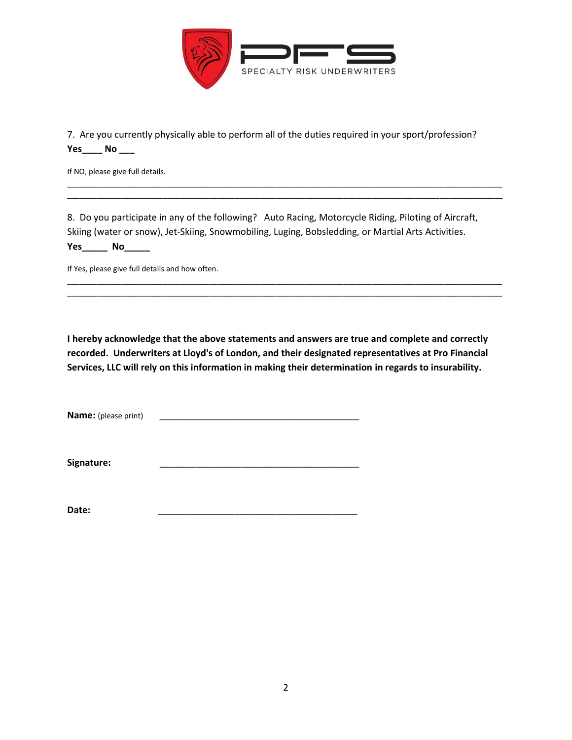PFS SPECIALTY RISK UNDERWRITERS

7. Are you currently physically able to perform all of the duties required in your sport/profession?

**Yes____ No ___**

If NO, please give full details.

______________________________________________________________________________________________
______________________________________________________________________________________________

8. Do you participate in any of the following? Auto Racing, Motorcycle Riding, Piloting of Aircraft, Skiing (water or snow), Jet-Skiing, Snowmobiling, Luging, Bobsledding, or Martial Arts Activities.

**Yes_____ No_____**

If Yes, please give full details and how often.

______________________________________________________________________________________________
______________________________________________________________________________________________

**I hereby acknowledge that the above statements and answers are true and complete and correctly recorded. Underwriters at Lloyd's of London, and their designated representatives at Pro Financial Services, LLC will rely on this information in making their determination in regards to insurability.**

**Name:** (please print) ___________________________________________

**Signature:** ___________________________________________

**Date:** ___________________________________________